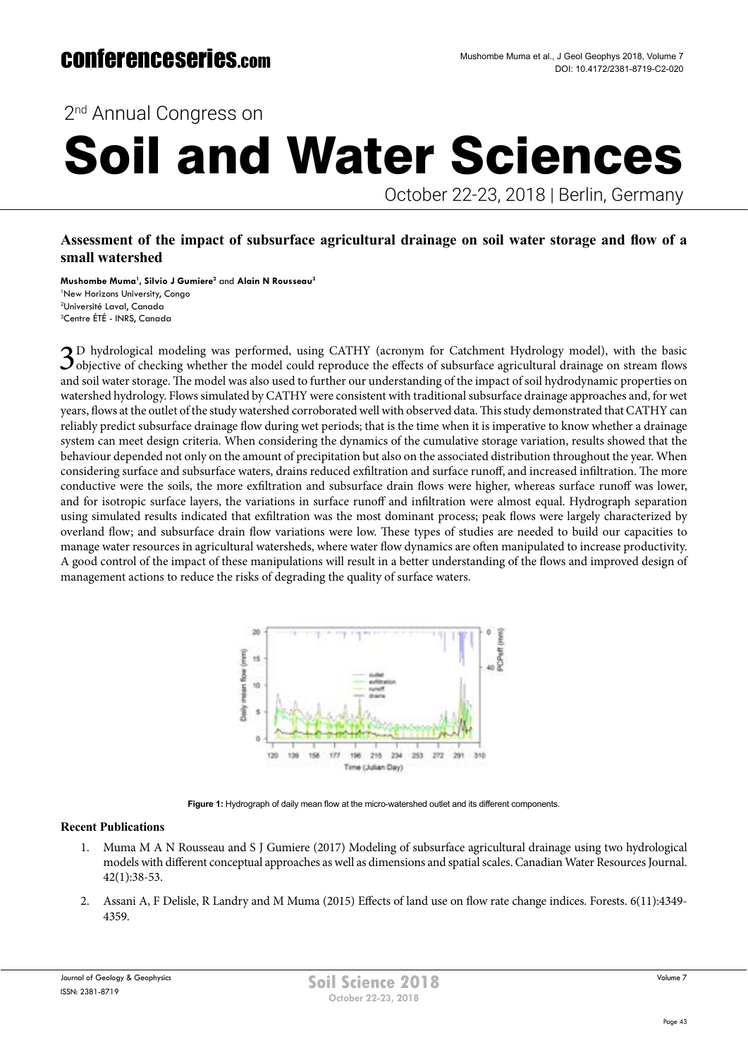## 2nd Annual Congress on

# Soil and Water Sciences

October 22-23, 2018 | Berlin, Germany

### Assessment of the impact of subsurface agricultural drainage on soil water storage and flow of a small watershed

**Mushombe Muma**[1], **Silvio J Gumiere**[2] and **Alain N Rousseau**[3]

[1]New Horizons University, Congo
[2]Université Laval, Canada
[3]Centre ÉTÉ - INRS, Canada

3D hydrological modeling was performed, using CATHY (acronym for Catchment Hydrology model), with the basic objective of checking whether the model could reproduce the effects of subsurface agricultural drainage on stream flows and soil water storage. The model was also used to further our understanding of the impact of soil hydrodynamic properties on watershed hydrology. Flows simulated by CATHY were consistent with traditional subsurface drainage approaches and, for wet years, flows at the outlet of the study watershed corroborated well with observed data. This study demonstrated that CATHY can reliably predict subsurface drainage flow during wet periods; that is the time when it is imperative to know whether a drainage system can meet design criteria. When considering the dynamics of the cumulative storage variation, results showed that the behaviour depended not only on the amount of precipitation but also on the associated distribution throughout the year. When considering surface and subsurface waters, drains reduced exfiltration and surface runoff, and increased infiltration. The more conductive were the soils, the more exfiltration and subsurface drain flows were higher, whereas surface runoff was lower, and for isotropic surface layers, the variations in surface runoff and infiltration were almost equal. Hydrograph separation using simulated results indicated that exfiltration was the most dominant process; peak flows were largely characterized by overland flow; and subsurface drain flow variations were low. These types of studies are needed to build our capacities to manage water resources in agricultural watersheds, where water flow dynamics are often manipulated to increase productivity. A good control of the impact of these manipulations will result in a better understanding of the flows and improved design of management actions to reduce the risks of degrading the quality of surface waters.

**Figure 1:** Hydrograph of daily mean flow at the micro-watershed outlet and its different components.

### Recent Publications

1. Muma M A N Rousseau and S J Gumiere (2017) Modeling of subsurface agricultural drainage using two hydrological models with different conceptual approaches as well as dimensions and spatial scales. Canadian Water Resources Journal. 42(1):38-53.
2. Assani A, F Delisle, R Landry and M Muma (2015) Effects of land use on flow rate change indices. Forests. 6(11):4349-4359.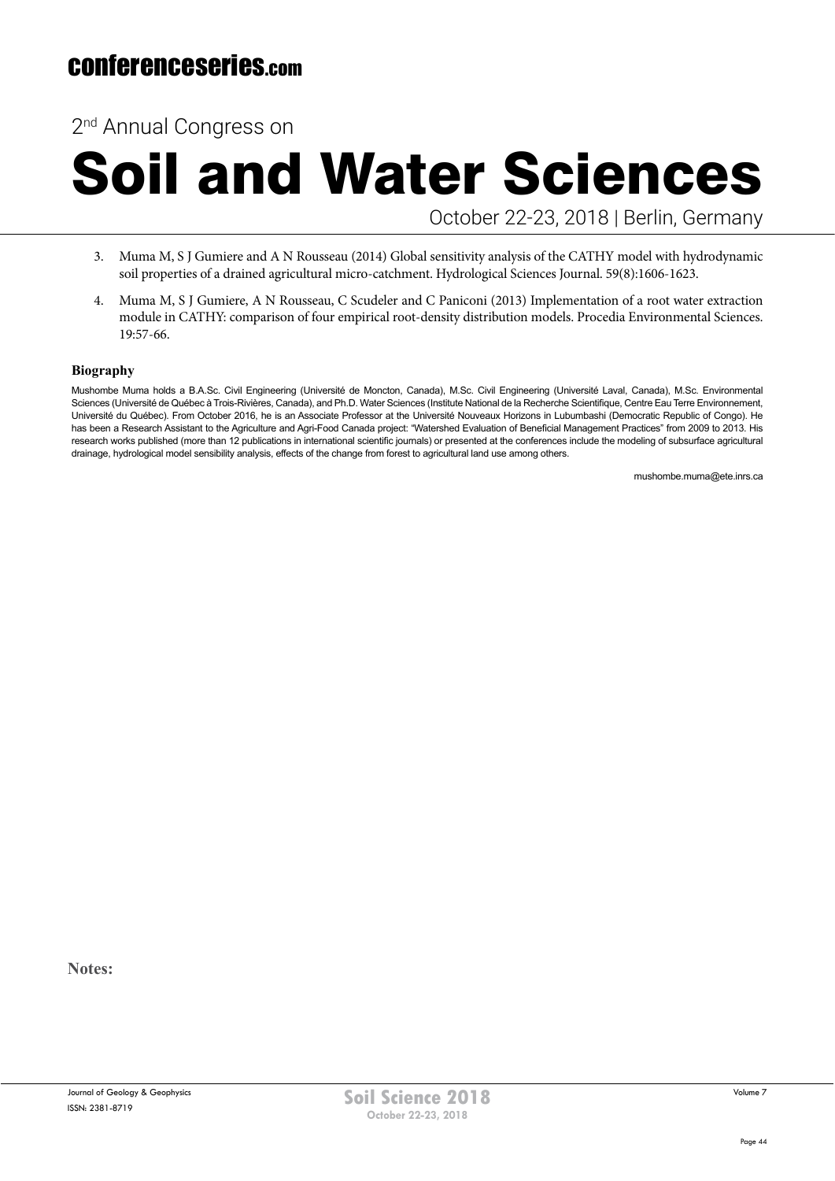3. Muma M, S J Gumiere and A N Rousseau (2014) Global sensitivity analysis of the CATHY model with hydrodynamic soil properties of a drained agricultural micro-catchment. Hydrological Sciences Journal. 59(8):1606-1623.
4. Muma M, S J Gumiere, A N Rousseau, C Scudeler and C Paniconi (2013) Implementation of a root water extraction module in CATHY: comparison of four empirical root-density distribution models. Procedia Environmental Sciences. 19:57-66.

### Biography

Mushombe Muma holds a B.A.Sc. Civil Engineering (Université de Moncton, Canada), M.Sc. Civil Engineering (Université Laval, Canada), M.Sc. Environmental Sciences (Université de Québec à Trois-Rivières, Canada), and Ph.D. Water Sciences (Institute National de la Recherche Scientifique, Centre Eau Terre Environnement, Université du Québec). From October 2016, he is an Associate Professor at the Université Nouveaux Horizons in Lubumbashi (Democratic Republic of Congo). He has been a Research Assistant to the Agriculture and Agri-Food Canada project: "Watershed Evaluation of Beneficial Management Practices" from 2009 to 2013. His research works published (more than 12 publications in international scientific journals) or presented at the conferences include the modeling of subsurface agricultural drainage, hydrological model sensibility analysis, effects of the change from forest to agricultural land use among others.

mushombe.muma@ete.inrs.ca

**Notes:**